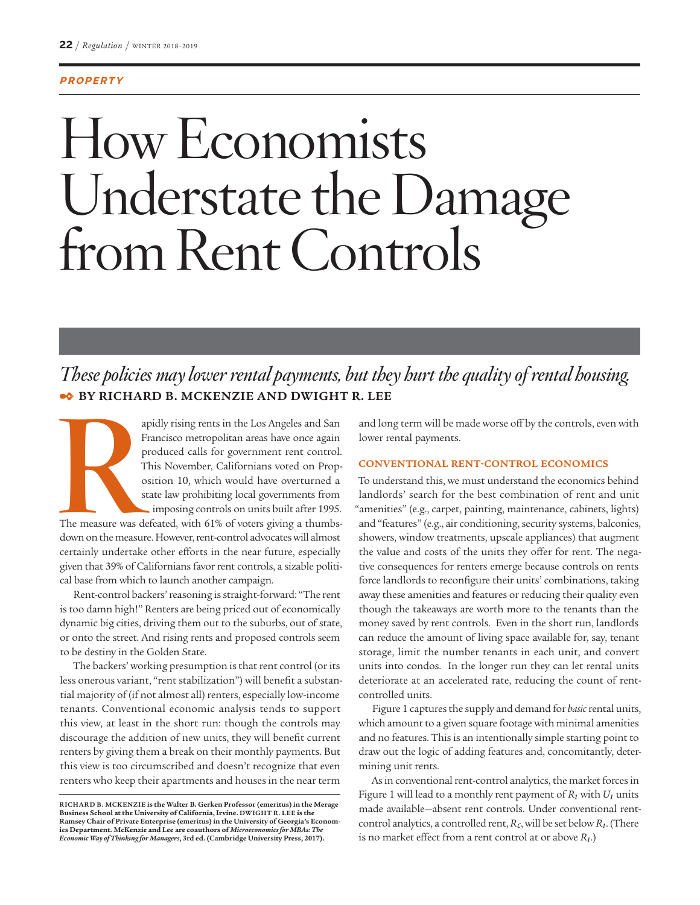PROPERTY

# How Economists Understate the Damage from Rent Controls

*These policies may lower rental payments, but they hurt the quality of rental housing.*

**BY RICHARD B. MCKENZIE AND DWIGHT R. LEE**

Rapidly rising rents in the Los Angeles and San Francisco metropolitan areas have once again produced calls for government rent control. This November, Californians voted on Proposition 10, which would have overturned a state law prohibiting local governments from imposing controls on units built after 1995. The measure was defeated, with 61% of voters giving a thumbs-down on the measure. However, rent-control advocates will almost certainly undertake other efforts in the near future, especially given that 39% of Californians favor rent controls, a sizable political base from which to launch another campaign.

Rent-control backers' reasoning is straight-forward: "The rent is too damn high!" Renters are being priced out of economically dynamic big cities, driving them out to the suburbs, out of state, or onto the street. And rising rents and proposed controls seem to be destiny in the Golden State.

The backers' working presumption is that rent control (or its less onerous variant, "rent stabilization") will benefit a substantial majority of (if not almost all) renters, especially low-income tenants. Conventional economic analysis tends to support this view, at least in the short run: though the controls may discourage the addition of new units, they will benefit current renters by giving them a break on their monthly payments. But this view is too circumscribed and doesn't recognize that even renters who keep their apartments and houses in the near term and long term will be made worse off by the controls, even with lower rental payments.

**RICHARD B. MCKENZIE** is the Walter B. Gerken Professor (emeritus) in the Merage Business School at the University of California, Irvine. **DWIGHT R. LEE** is the Ramsey Chair of Private Enterprise (emeritus) in the University of Georgia's Economics Department. McKenzie and Lee are coauthors of *Microeconomics for MBAs: The Economic Way of Thinking for Managers*, 3rd ed. (Cambridge University Press, 2017).

## CONVENTIONAL RENT-CONTROL ECONOMICS

To understand this, we must understand the economics behind landlords' search for the best combination of rent and unit "amenities" (e.g., carpet, painting, maintenance, cabinets, lights) and "features" (e.g., air conditioning, security systems, balconies, showers, window treatments, upscale appliances) that augment the value and costs of the units they offer for rent. The negative consequences for renters emerge because controls on rents force landlords to reconfigure their units' combinations, taking away these amenities and features or reducing their quality even though the takeaways are worth more to the tenants than the money saved by rent controls. Even in the short run, landlords can reduce the amount of living space available for, say, tenant storage, limit the number tenants in each unit, and convert units into condos. In the longer run they can let rental units deteriorate at an accelerated rate, reducing the count of rent-controlled units.

Figure 1 captures the supply and demand for *basic* rental units, which amount to a given square footage with minimal amenities and no features. This is an intentionally simple starting point to draw out the logic of adding features and, concomitantly, determining unit rents.

As in conventional rent-control analytics, the market forces in Figure 1 will lead to a monthly rent payment of $R_1$ with $U_1$ units made available—absent rent controls. Under conventional rent-control analytics, a controlled rent, $R_C$, will be set below $R_1$. (There is no market effect from a rent control at or above $R_1$.)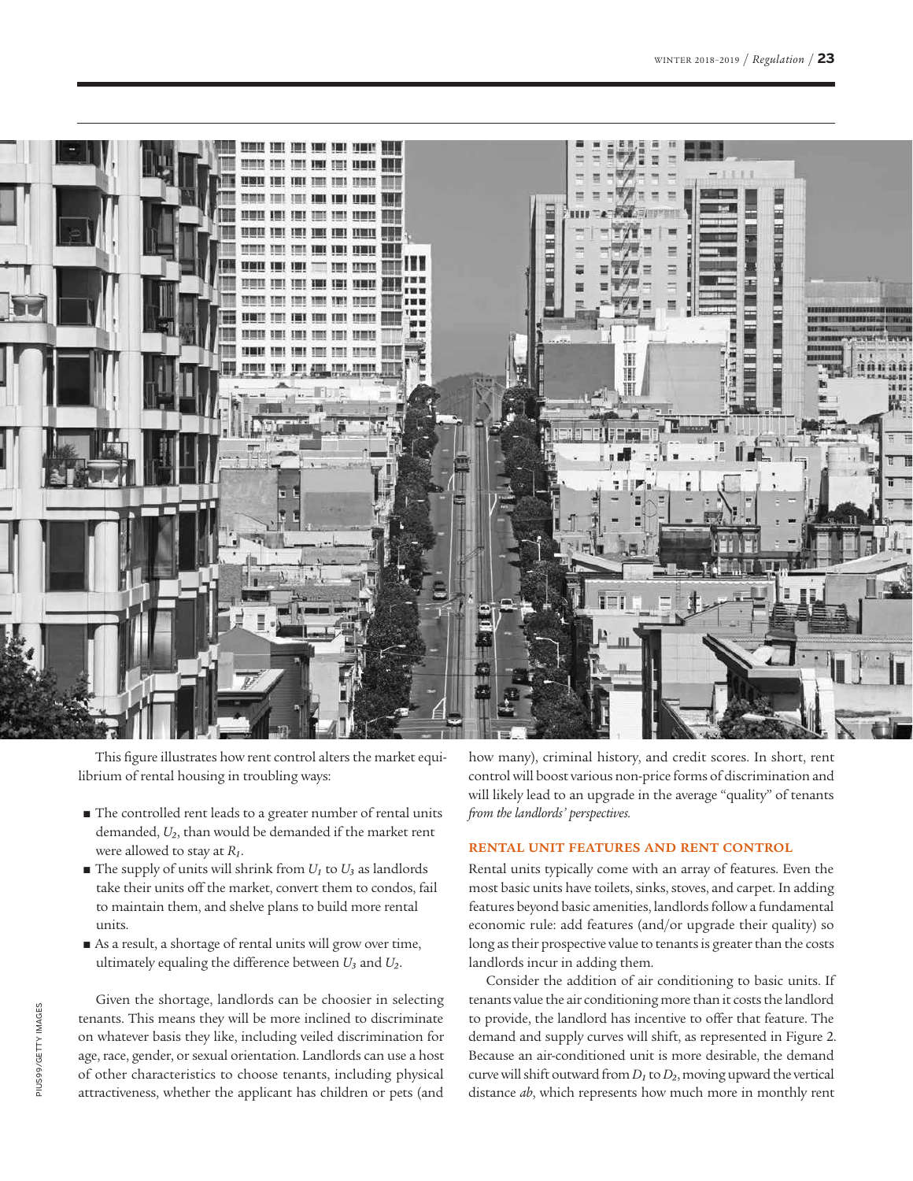This figure illustrates how rent control alters the market equilibrium of rental housing in troubling ways:

- The controlled rent leads to a greater number of rental units demanded, $U_2$, than would be demanded if the market rent were allowed to stay at $R_1$.
- The supply of units will shrink from $U_1$ to $U_3$ as landlords take their units off the market, convert them to condos, fail to maintain them, and shelve plans to build more rental units.
- As a result, a shortage of rental units will grow over time, ultimately equaling the difference between $U_3$ and $U_2$.

Given the shortage, landlords can be choosier in selecting tenants. This means they will be more inclined to discriminate on whatever basis they like, including veiled discrimination for age, race, gender, or sexual orientation. Landlords can use a host of other characteristics to choose tenants, including physical attractiveness, whether the applicant has children or pets (and how many), criminal history, and credit scores. In short, rent control will boost various non-price forms of discrimination and will likely lead to an upgrade in the average "quality" of tenants *from the landlords' perspectives.*

### RENTAL UNIT FEATURES AND RENT CONTROL

Rental units typically come with an array of features. Even the most basic units have toilets, sinks, stoves, and carpet. In adding features beyond basic amenities, landlords follow a fundamental economic rule: add features (and/or upgrade their quality) so long as their prospective value to tenants is greater than the costs landlords incur in adding them.

Consider the addition of air conditioning to basic units. If tenants value the air conditioning more than it costs the landlord to provide, the landlord has incentive to offer that feature. The demand and supply curves will shift, as represented in Figure 2. Because an air-conditioned unit is more desirable, the demand curve will shift outward from $D_1$ to $D_2$, moving upward the vertical distance *ab*, which represents how much more in monthly rent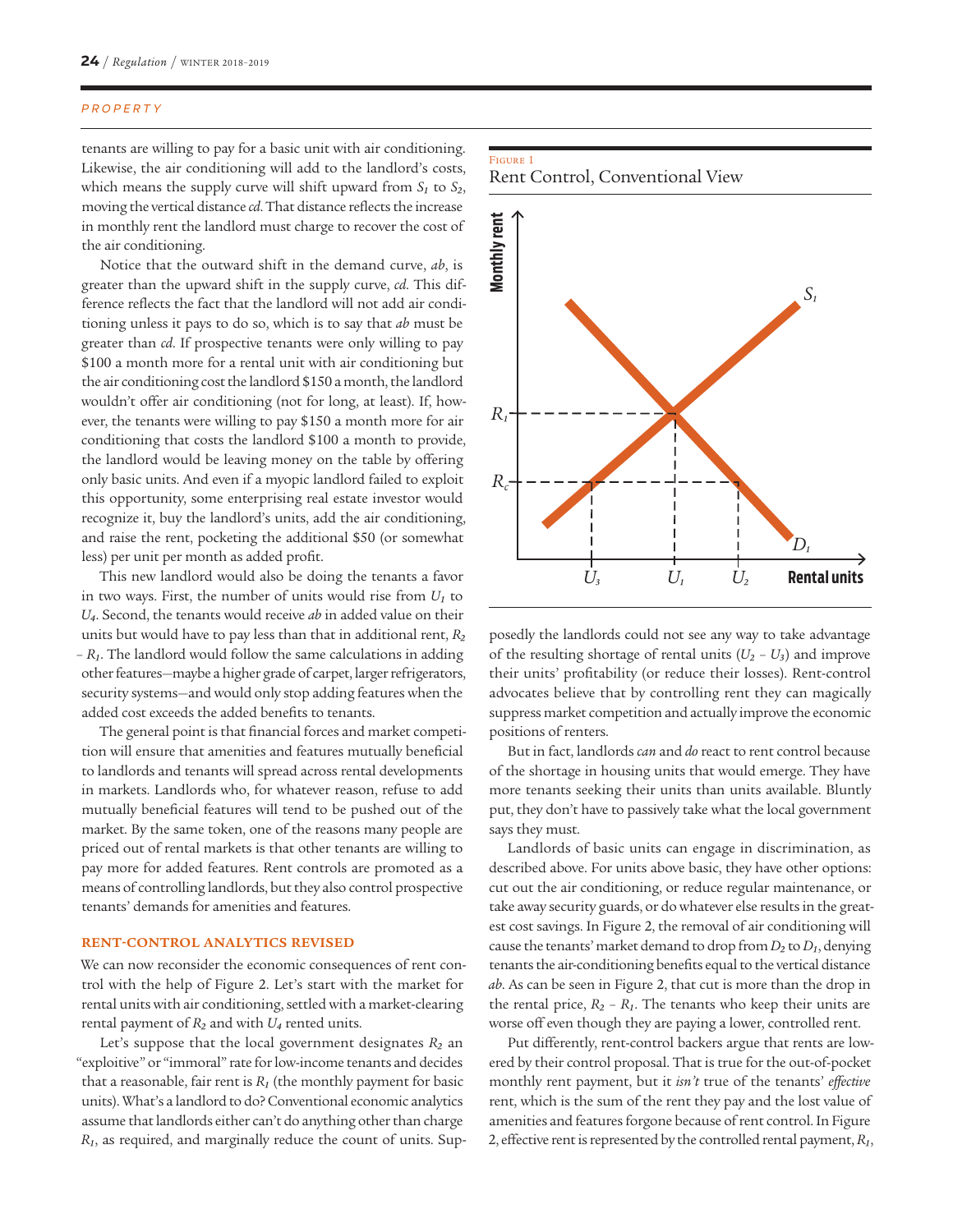tenants are willing to pay for a basic unit with air conditioning. Likewise, the air conditioning will add to the landlord's costs, which means the supply curve will shift upward from $S_1$ to $S_2$, moving the vertical distance *cd*. That distance reflects the increase in monthly rent the landlord must charge to recover the cost of the air conditioning.

Notice that the outward shift in the demand curve, *ab*, is greater than the upward shift in the supply curve, *cd*. This difference reflects the fact that the landlord will not add air conditioning unless it pays to do so, which is to say that *ab* must be greater than *cd*. If prospective tenants were only willing to pay $100 a month more for a rental unit with air conditioning but the air conditioning cost the landlord $150 a month, the landlord wouldn't offer air conditioning (not for long, at least). If, however, the tenants were willing to pay $150 a month more for air conditioning that costs the landlord $100 a month to provide, the landlord would be leaving money on the table by offering only basic units. And even if a myopic landlord failed to exploit this opportunity, some enterprising real estate investor would recognize it, buy the landlord's units, add the air conditioning, and raise the rent, pocketing the additional $50 (or somewhat less) per unit per month as added profit.

This new landlord would also be doing the tenants a favor in two ways. First, the number of units would rise from $U_1$ to $U_4$. Second, the tenants would receive *ab* in added value on their units but would have to pay less than that in additional rent, $R_2 - R_1$. The landlord would follow the same calculations in adding other features—maybe a higher grade of carpet, larger refrigerators, security systems—and would only stop adding features when the added cost exceeds the added benefits to tenants.

The general point is that financial forces and market competition will ensure that amenities and features mutually beneficial to landlords and tenants will spread across rental developments in markets. Landlords who, for whatever reason, refuse to add mutually beneficial features will tend to be pushed out of the market. By the same token, one of the reasons many people are priced out of rental markets is that other tenants are willing to pay more for added features. Rent controls are promoted as a means of controlling landlords, but they also control prospective tenants' demands for amenities and features.

## RENT-CONTROL ANALYTICS REVISED

We can now reconsider the economic consequences of rent control with the help of Figure 2. Let's start with the market for rental units with air conditioning, settled with a market-clearing rental payment of $R_2$ and with $U_4$ rented units.

Let's suppose that the local government designates $R_2$ an "exploitive" or "immoral" rate for low-income tenants and decides that a reasonable, fair rent is $R_1$ (the monthly payment for basic units). What's a landlord to do? Conventional economic analytics assume that landlords either can't do anything other than charge $R_1$, as required, and marginally reduce the count of units. Supposedly the landlords could not see any way to take advantage of the resulting shortage of rental units ($U_2 - U_3$) and improve their units' profitability (or reduce their losses). Rent-control advocates believe that by controlling rent they can magically suppress market competition and actually improve the economic positions of renters.

Figure 1

Rent Control, Conventional View

But in fact, landlords *can* and *do* react to rent control because of the shortage in housing units that would emerge. They have more tenants seeking their units than units available. Bluntly put, they don't have to passively take what the local government says they must.

Landlords of basic units can engage in discrimination, as described above. For units above basic, they have other options: cut out the air conditioning, or reduce regular maintenance, or take away security guards, or do whatever else results in the greatest cost savings. In Figure 2, the removal of air conditioning will cause the tenants' market demand to drop from $D_2$ to $D_1$, denying tenants the air-conditioning benefits equal to the vertical distance *ab*. As can be seen in Figure 2, that cut is more than the drop in the rental price, $R_2 - R_1$. The tenants who keep their units are worse off even though they are paying a lower, controlled rent.

Put differently, rent-control backers argue that rents are lowered by their control proposal. That is true for the out-of-pocket monthly rent payment, but it *isn't* true of the tenants' *effective* rent, which is the sum of the rent they pay and the lost value of amenities and features forgone because of rent control. In Figure 2, effective rent is represented by the controlled rental payment, $R_1$,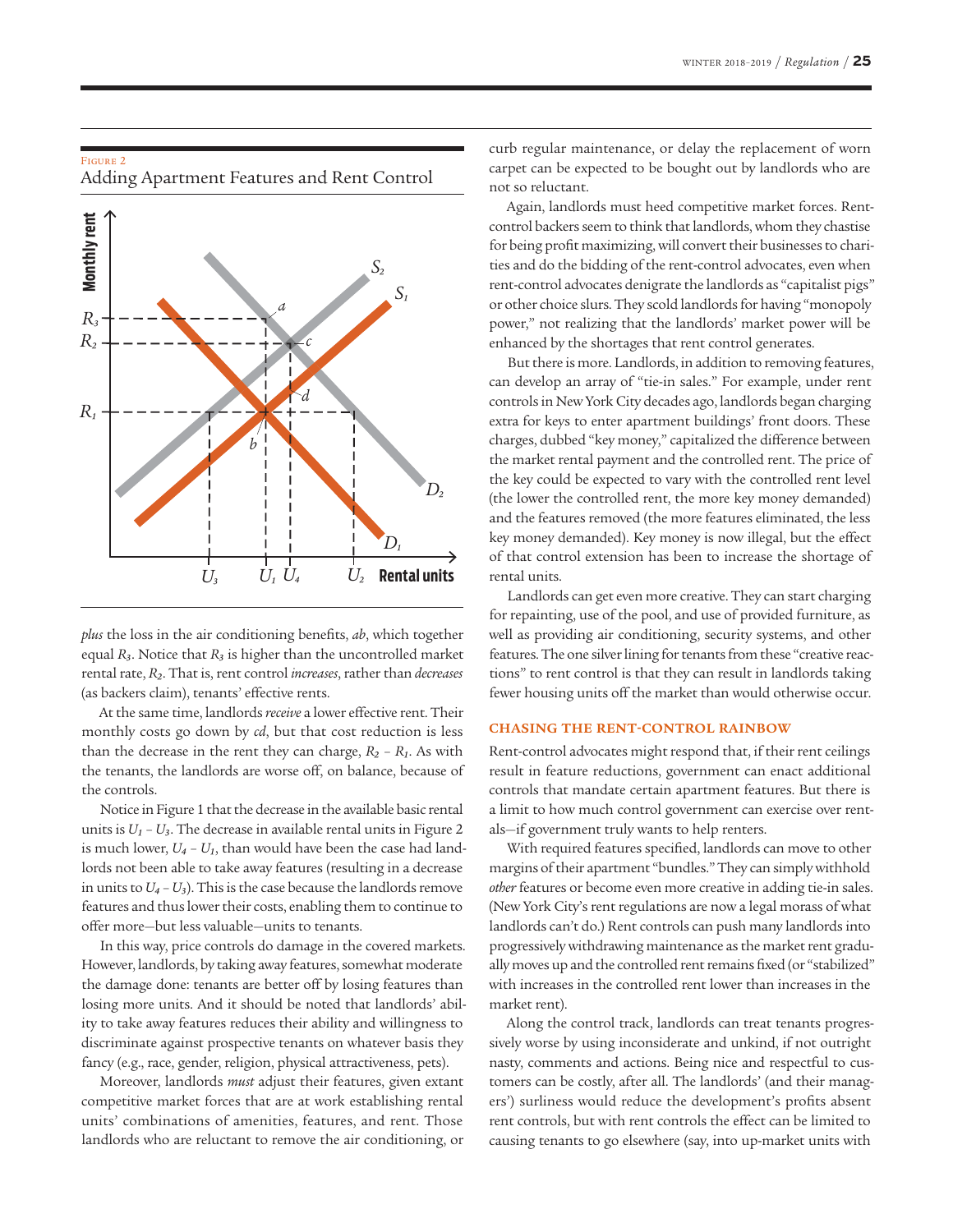Figure 2
Adding Apartment Features and Rent Control

*plus* the loss in the air conditioning benefits, *ab*, which together equal $R_3$. Notice that $R_3$ is higher than the uncontrolled market rental rate, $R_2$. That is, rent control *increases*, rather than *decreases* (as backers claim), tenants' effective rents.

At the same time, landlords *receive* a lower effective rent. Their monthly costs go down by *cd*, but that cost reduction is less than the decrease in the rent they can charge, $R_2 - R_1$. As with the tenants, the landlords are worse off, on balance, because of the controls.

Notice in Figure 1 that the decrease in the available basic rental units is $U_1 - U_3$. The decrease in available rental units in Figure 2 is much lower, $U_4 - U_1$, than would have been the case had landlords not been able to take away features (resulting in a decrease in units to $U_4 - U_3$). This is the case because the landlords remove features and thus lower their costs, enabling them to continue to offer more—but less valuable—units to tenants.

In this way, price controls do damage in the covered markets. However, landlords, by taking away features, somewhat moderate the damage done: tenants are better off by losing features than losing more units. And it should be noted that landlords' ability to take away features reduces their ability and willingness to discriminate against prospective tenants on whatever basis they fancy (e.g., race, gender, religion, physical attractiveness, pets).

Moreover, landlords *must* adjust their features, given extant competitive market forces that are at work establishing rental units' combinations of amenities, features, and rent. Those landlords who are reluctant to remove the air conditioning, or curb regular maintenance, or delay the replacement of worn carpet can be expected to be bought out by landlords who are not so reluctant.

Again, landlords must heed competitive market forces. Rent-control backers seem to think that landlords, whom they chastise for being profit maximizing, will convert their businesses to charities and do the bidding of the rent-control advocates, even when rent-control advocates denigrate the landlords as "capitalist pigs" or other choice slurs. They scold landlords for having "monopoly power," not realizing that the landlords' market power will be enhanced by the shortages that rent control generates.

But there is more. Landlords, in addition to removing features, can develop an array of "tie-in sales." For example, under rent controls in New York City decades ago, landlords began charging extra for keys to enter apartment buildings' front doors. These charges, dubbed "key money," capitalized the difference between the market rental payment and the controlled rent. The price of the key could be expected to vary with the controlled rent level (the lower the controlled rent, the more key money demanded) and the features removed (the more features eliminated, the less key money demanded). Key money is now illegal, but the effect of that control extension has been to increase the shortage of rental units.

Landlords can get even more creative. They can start charging for repainting, use of the pool, and use of provided furniture, as well as providing air conditioning, security systems, and other features. The one silver lining for tenants from these "creative reactions" to rent control is that they can result in landlords taking fewer housing units off the market than would otherwise occur.

## Chasing the Rent-Control Rainbow

Rent-control advocates might respond that, if their rent ceilings result in feature reductions, government can enact additional controls that mandate certain apartment features. But there is a limit to how much control government can exercise over rentals—if government truly wants to help renters.

With required features specified, landlords can move to other margins of their apartment "bundles." They can simply withhold *other* features or become even more creative in adding tie-in sales. (New York City's rent regulations are now a legal morass of what landlords can't do.) Rent controls can push many landlords into progressively withdrawing maintenance as the market rent gradually moves up and the controlled rent remains fixed (or "stabilized" with increases in the controlled rent lower than increases in the market rent).

Along the control track, landlords can treat tenants progressively worse by using inconsiderate and unkind, if not outright nasty, comments and actions. Being nice and respectful to customers can be costly, after all. The landlords' (and their managers') surliness would reduce the development's profits absent rent controls, but with rent controls the effect can be limited to causing tenants to go elsewhere (say, into up-market units with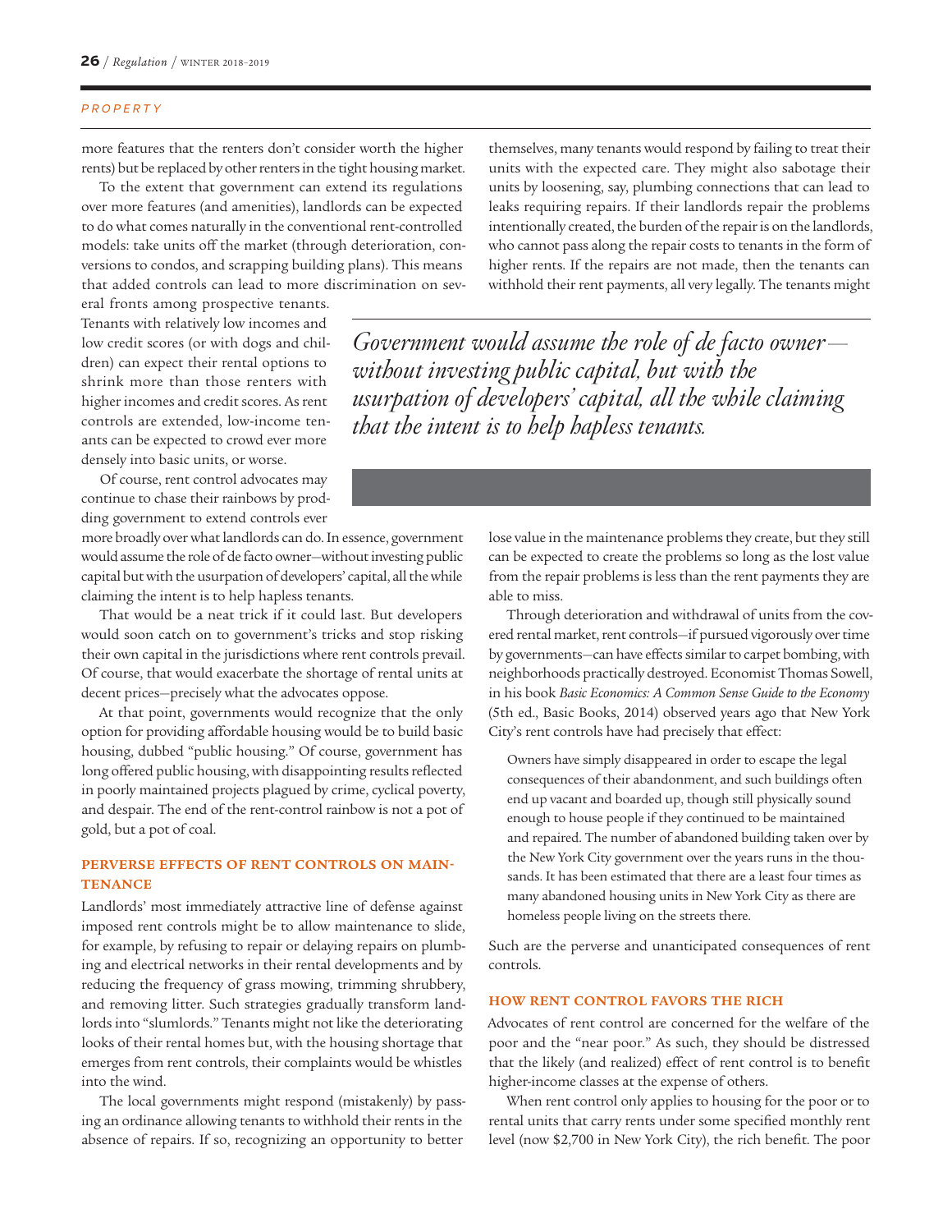more features that the renters don't consider worth the higher rents) but be replaced by other renters in the tight housing market.

To the extent that government can extend its regulations over more features (and amenities), landlords can be expected to do what comes naturally in the conventional rent-controlled models: take units off the market (through deterioration, conversions to condos, and scrapping building plans). This means that added controls can lead to more discrimination on several fronts among prospective tenants. Tenants with relatively low incomes and low credit scores (or with dogs and children) can expect their rental options to shrink more than those renters with higher incomes and credit scores. As rent controls are extended, low-income tenants can be expected to crowd ever more densely into basic units, or worse.

Of course, rent control advocates may continue to chase their rainbows by prodding government to extend controls ever more broadly over what landlords can do. In essence, government would assume the role of de facto owner—without investing public capital but with the usurpation of developers' capital, all the while claiming the intent is to help hapless tenants.

That would be a neat trick if it could last. But developers would soon catch on to government's tricks and stop risking their own capital in the jurisdictions where rent controls prevail. Of course, that would exacerbate the shortage of rental units at decent prices—precisely what the advocates oppose.

At that point, governments would recognize that the only option for providing affordable housing would be to build basic housing, dubbed "public housing." Of course, government has long offered public housing, with disappointing results reflected in poorly maintained projects plagued by crime, cyclical poverty, and despair. The end of the rent-control rainbow is not a pot of gold, but a pot of coal.

### PERVERSE EFFECTS OF RENT CONTROLS ON MAINTENANCE

Landlords' most immediately attractive line of defense against imposed rent controls might be to allow maintenance to slide, for example, by refusing to repair or delaying repairs on plumbing and electrical networks in their rental developments and by reducing the frequency of grass mowing, trimming shrubbery, and removing litter. Such strategies gradually transform landlords into "slumlords." Tenants might not like the deteriorating looks of their rental homes but, with the housing shortage that emerges from rent controls, their complaints would be whistles into the wind.

The local governments might respond (mistakenly) by passing an ordinance allowing tenants to withhold their rents in the absence of repairs. If so, recognizing an opportunity to better themselves, many tenants would respond by failing to treat their units with the expected care. They might also sabotage their units by loosening, say, plumbing connections that can lead to leaks requiring repairs. If their landlords repair the problems intentionally created, the burden of the repair is on the landlords, who cannot pass along the repair costs to tenants in the form of higher rents. If the repairs are not made, then the tenants can withhold their rent payments, all very legally. The tenants might lose value in the maintenance problems they create, but they still can be expected to create the problems so long as the lost value from the repair problems is less than the rent payments they are able to miss.

*Government would assume the role of de facto owner—without investing public capital, but with the usurpation of developers' capital, all the while claiming that the intent is to help hapless tenants.*

Through deterioration and withdrawal of units from the covered rental market, rent controls—if pursued vigorously over time by governments—can have effects similar to carpet bombing, with neighborhoods practically destroyed. Economist Thomas Sowell, in his book *Basic Economics: A Common Sense Guide to the Economy* (5th ed., Basic Books, 2014) observed years ago that New York City's rent controls have had precisely that effect:

> Owners have simply disappeared in order to escape the legal consequences of their abandonment, and such buildings often end up vacant and boarded up, though still physically sound enough to house people if they continued to be maintained and repaired. The number of abandoned building taken over by the New York City government over the years runs in the thousands. It has been estimated that there are a least four times as many abandoned housing units in New York City as there are homeless people living on the streets there.

Such are the perverse and unanticipated consequences of rent controls.

### HOW RENT CONTROL FAVORS THE RICH

Advocates of rent control are concerned for the welfare of the poor and the "near poor." As such, they should be distressed that the likely (and realized) effect of rent control is to benefit higher-income classes at the expense of others.

When rent control only applies to housing for the poor or to rental units that carry rents under some specified monthly rent level (now $2,700 in New York City), the rich benefit. The poor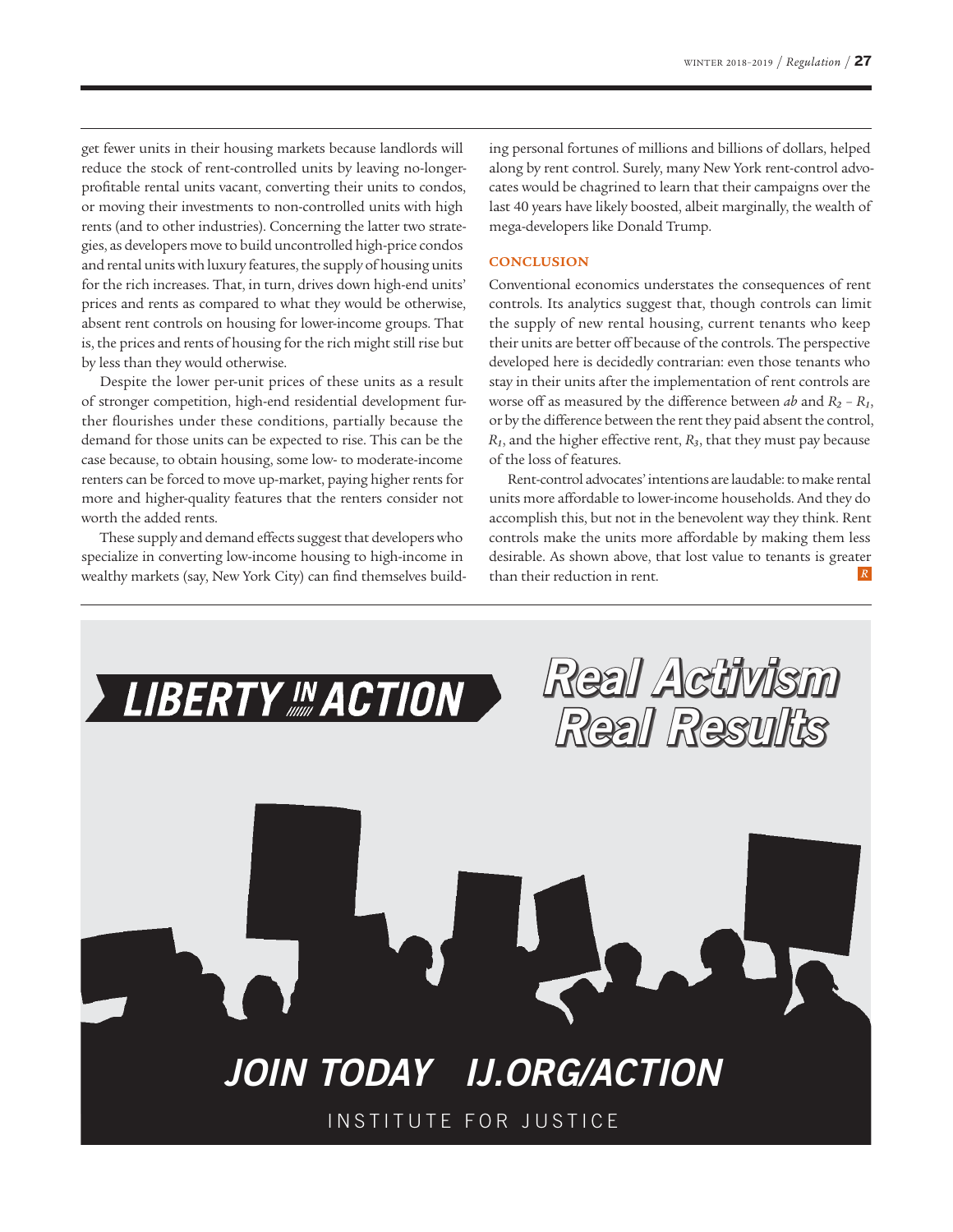get fewer units in their housing markets because landlords will reduce the stock of rent-controlled units by leaving no-longer-profitable rental units vacant, converting their units to condos, or moving their investments to non-controlled units with high rents (and to other industries). Concerning the latter two strategies, as developers move to build uncontrolled high-price condos and rental units with luxury features, the supply of housing units for the rich increases. That, in turn, drives down high-end units' prices and rents as compared to what they would be otherwise, absent rent controls on housing for lower-income groups. That is, the prices and rents of housing for the rich might still rise but by less than they would otherwise.

Despite the lower per-unit prices of these units as a result of stronger competition, high-end residential development further flourishes under these conditions, partially because the demand for those units can be expected to rise. This can be the case because, to obtain housing, some low- to moderate-income renters can be forced to move up-market, paying higher rents for more and higher-quality features that the renters consider not worth the added rents.

These supply and demand effects suggest that developers who specialize in converting low-income housing to high-income in wealthy markets (say, New York City) can find themselves building personal fortunes of millions and billions of dollars, helped along by rent control. Surely, many New York rent-control advocates would be chagrined to learn that their campaigns over the last 40 years have likely boosted, albeit marginally, the wealth of mega-developers like Donald Trump.

## CONCLUSION

Conventional economics understates the consequences of rent controls. Its analytics suggest that, though controls can limit the supply of new rental housing, current tenants who keep their units are better off because of the controls. The perspective developed here is decidedly contrarian: even those tenants who stay in their units after the implementation of rent controls are worse off as measured by the difference between *ab* and $R_2 - R_1$, or by the difference between the rent they paid absent the control, $R_1$, and the higher effective rent, $R_3$, that they must pay because of the loss of features.

Rent-control advocates' intentions are laudable: to make rental units more affordable to lower-income households. And they do accomplish this, but not in the benevolent way they think. Rent controls make the units more affordable by making them less desirable. As shown above, that lost value to tenants is greater than their reduction in rent.

LIBERTY IN ACTION

Real Activism Real Results

JOIN TODAY IJ.ORG/ACTION

INSTITUTE FOR JUSTICE